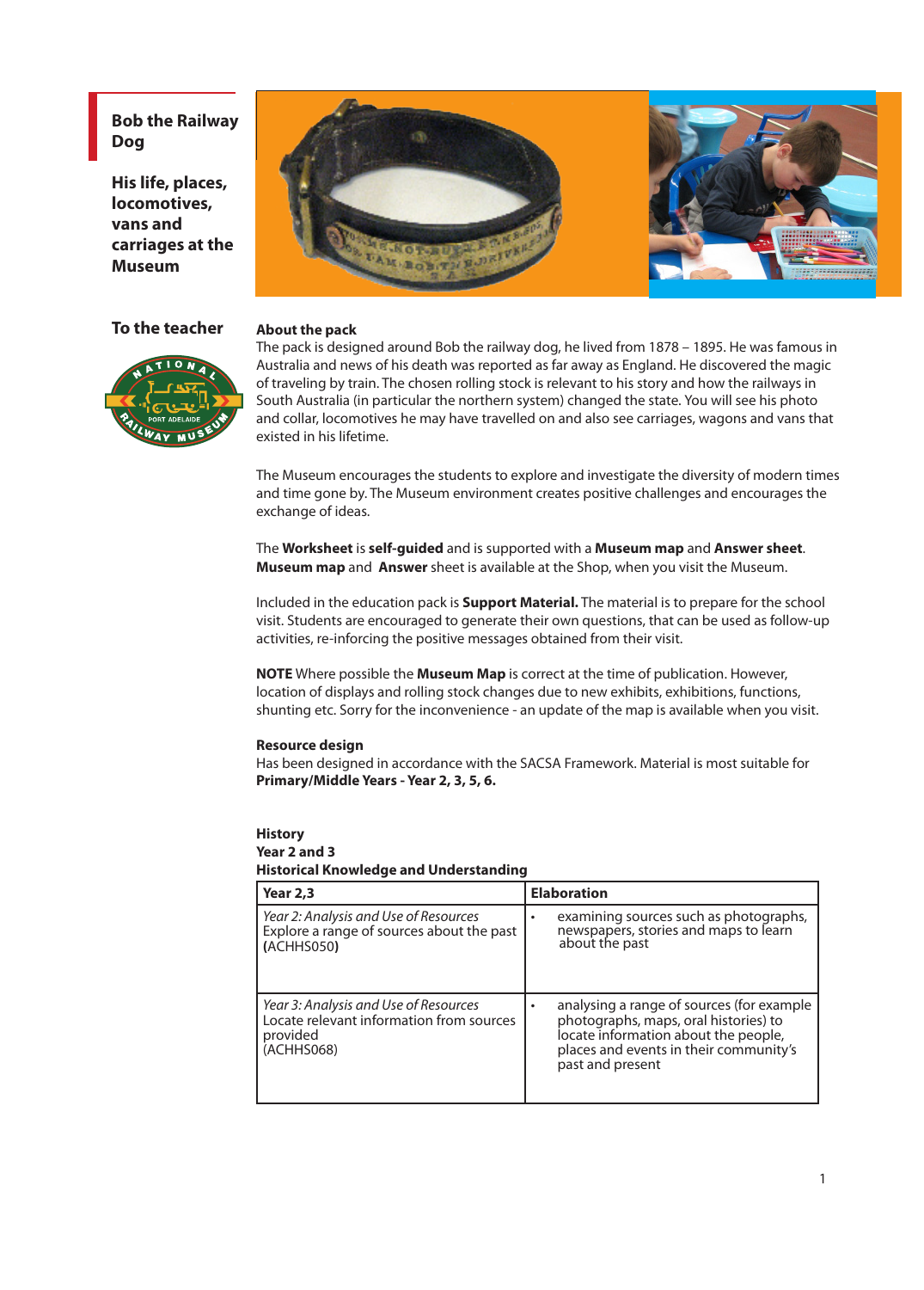# Bob the Railway Dog

## His life, places, locomotives, vans and carriages at the Museum

## To the teacher

**About the pack**
The pack is designed around Bob the railway dog, he lived from 1878 – 1895. He was famous in Australia and news of his death was reported as far away as England. He discovered the magic of traveling by train. The chosen rolling stock is relevant to his story and how the railways in South Australia (in particular the northern system) changed the state. You will see his photo and collar, locomotives he may have travelled on and also see carriages, wagons and vans that existed in his lifetime.

The Museum encourages the students to explore and investigate the diversity of modern times and time gone by. The Museum environment creates positive challenges and encourages the exchange of ideas.

The **Worksheet** is **self-guided** and is supported with a **Museum map** and **Answer sheet**. **Museum map** and **Answer** sheet is available at the Shop, when you visit the Museum.

Included in the education pack is **Support Material.** The material is to prepare for the school visit. Students are encouraged to generate their own questions, that can be used as follow-up activities, re-inforcing the positive messages obtained from their visit.

**NOTE** Where possible the **Museum Map** is correct at the time of publication. However, location of displays and rolling stock changes due to new exhibits, exhibitions, functions, shunting etc. Sorry for the inconvenience - an update of the map is available when you visit.

**Resource design**
Has been designed in accordance with the SACSA Framework. Material is most suitable for **Primary/Middle Years - Year 2, 3, 5, 6.**

**History**
**Year 2 and 3**
**Historical Knowledge and Understanding**

| Year 2,3 | Elaboration |
|---|---|
| *Year 2: Analysis and Use of Resources* Explore a range of sources about the past **(**ACHHS050**)** | • examining sources such as photographs, newspapers, stories and maps to learn about the past |
| *Year 3: Analysis and Use of Resources* Locate relevant information from sources provided (ACHHS068) | • analysing a range of sources (for example photographs, maps, oral histories) to locate information about the people, places and events in their community's past and present |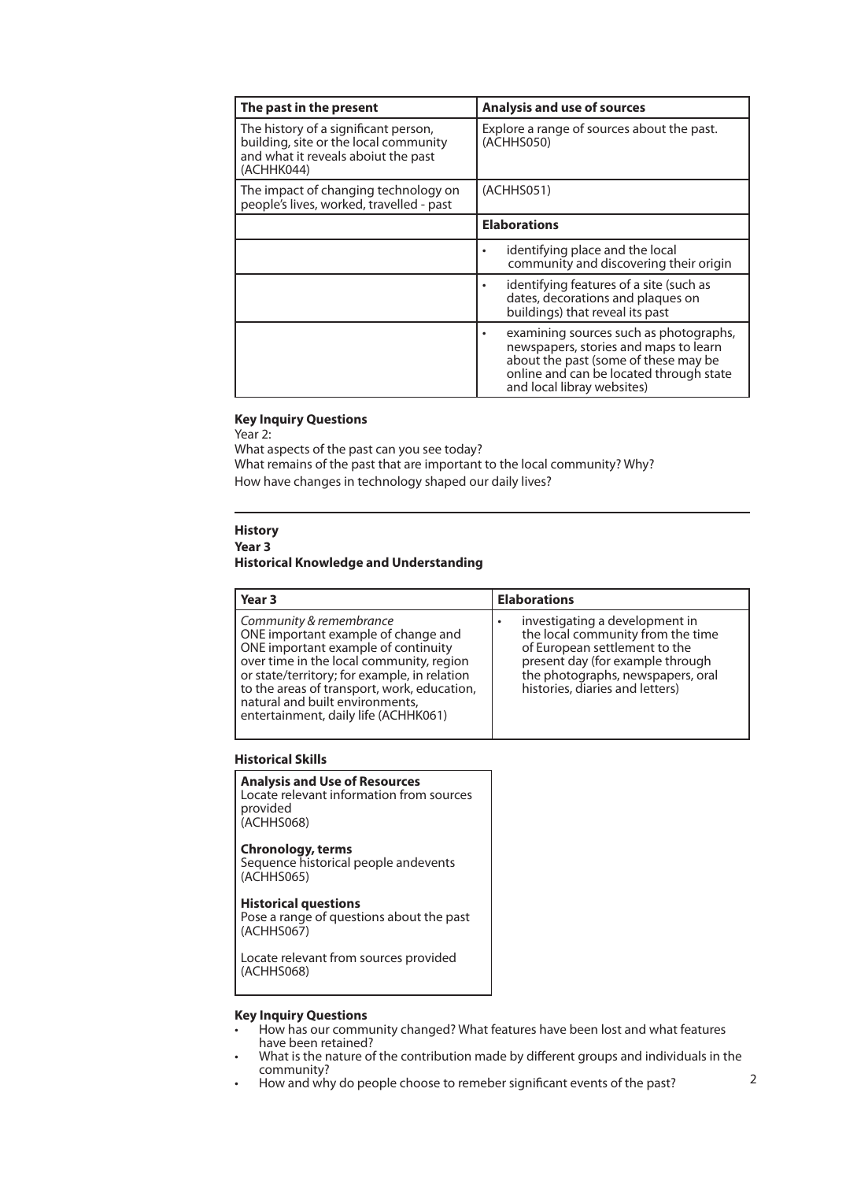| The past in the present | Analysis and use of sources |
|---|---|
| The history of a significant person, building, site or the local community and what it reveals aboiut the past (ACHHK044) | Explore a range of sources about the past. (ACHHS050) |
| The impact of changing technology on people's lives, worked, travelled - past | (ACHHS051) |
| | **Elaborations** |
| | • identifying place and the local community and discovering their origin |
| | • identifying features of a site (such as dates, decorations and plaques on buildings) that reveal its past |
| | • examining sources such as photographs, newspapers, stories and maps to learn about the past (some of these may be online and can be located through state and local libray websites) |

**Key Inquiry Questions**

Year 2:

What aspects of the past can you see today?

What remains of the past that are important to the local community? Why?

How have changes in technology shaped our daily lives?

---

**History**

**Year 3**

**Historical Knowledge and Understanding**

| Year 3 | Elaborations |
|---|---|
| *Community & remembrance* ONE important example of change and ONE important example of continuity over time in the local community, region or state/territory; for example, in relation to the areas of transport, work, education, natural and built environments, entertainment, daily life (ACHHK061) | • investigating a development in the local community from the time of European settlement to the present day (for example through the photographs, newspapers, oral histories, diaries and letters) |

**Historical Skills**

**Analysis and Use of Resources**
Locate relevant information from sources provided
(ACHHS068)

**Chronology, terms**
Sequence historical people andevents
(ACHHS065)

**Historical questions**
Pose a range of questions about the past
(ACHHS067)

Locate relevant from sources provided
(ACHHS068)

**Key Inquiry Questions**

- How has our community changed? What features have been lost and what features have been retained?
- What is the nature of the contribution made by different groups and individuals in the community?
- How and why do people choose to remeber significant events of the past?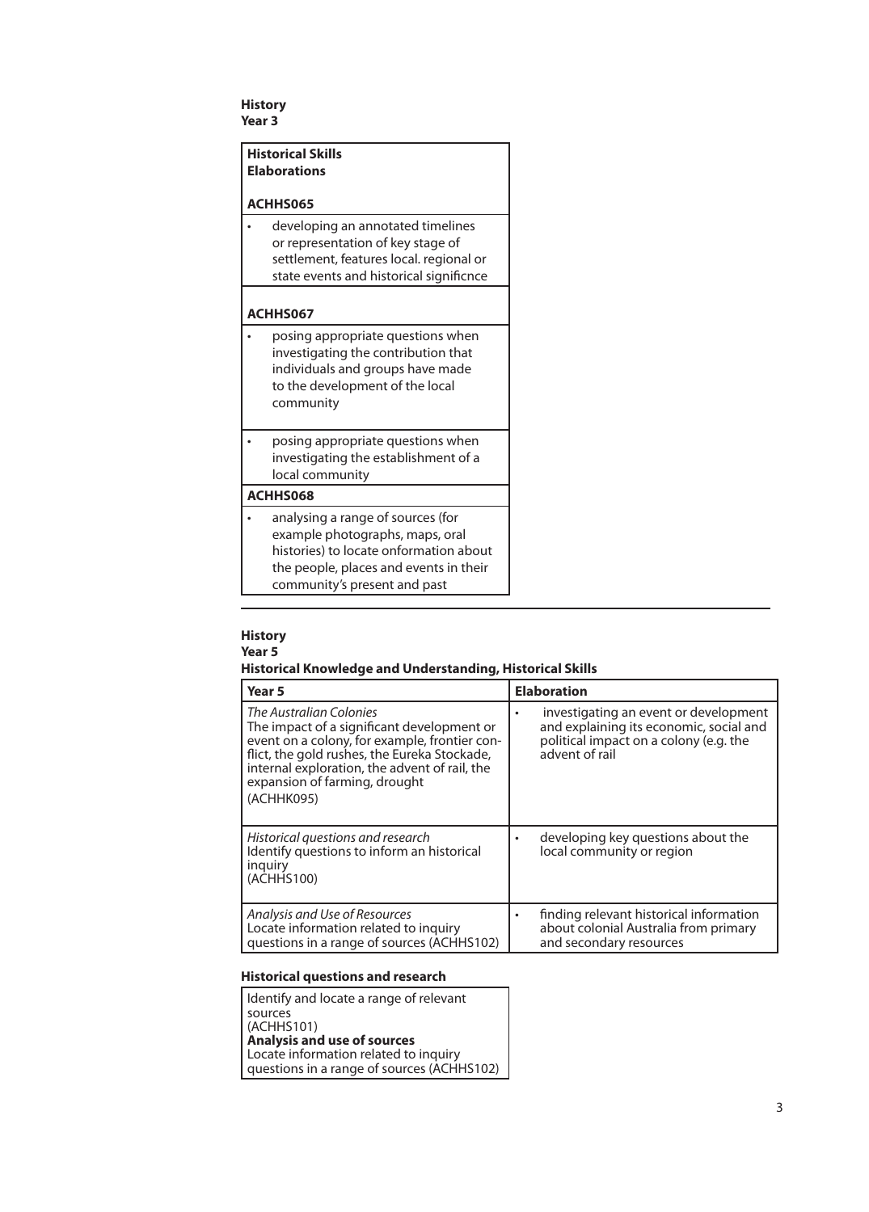**History**
**Year 3**

| **Historical Skills** **Elaborations** |
|---|
| **ACHHS065** |
| • developing an annotated timelines or representation of key stage of settlement, features local. regional or state events and historical significnce |
| **ACHHS067** |
| • posing appropriate questions when investigating the contribution that individuals and groups have made to the development of the local community |
| • posing appropriate questions when investigating the establishment of a local community |
| **ACHHS068** |
| • analysing a range of sources (for example photographs, maps, oral histories) to locate onformation about the people, places and events in their community's present and past |

---

**History**
**Year 5**
**Historical Knowledge and Understanding, Historical Skills**

| Year 5 | Elaboration |
|---|---|
| *The Australian Colonies* The impact of a significant development or event on a colony, for example, frontier conflict, the gold rushes, the Eureka Stockade, internal exploration, the advent of rail, the expansion of farming, drought (ACHHK095) | • investigating an event or development and explaining its economic, social and political impact on a colony (e.g. the advent of rail |
| *Historical questions and research* Identify questions to inform an historical inquiry (ACHHS100) | • developing key questions about the local community or region |
| *Analysis and Use of Resources* Locate information related to inquiry questions in a range of sources (ACHHS102) | • finding relevant historical information about colonial Australia from primary and secondary resources |

**Historical questions and research**

| Identify and locate a range of relevant sources (ACHHS101) **Analysis and use of sources** Locate information related to inquiry questions in a range of sources (ACHHS102) |
|---|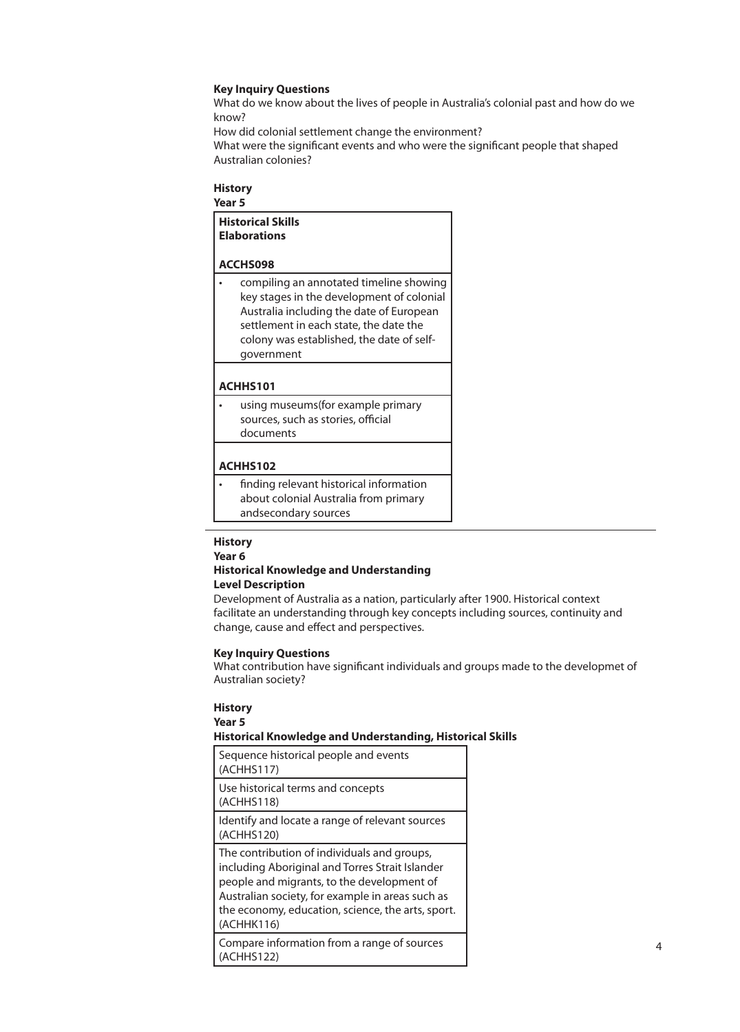**Key Inquiry Questions**

What do we know about the lives of people in Australia's colonial past and how do we know?

How did colonial settlement change the environment?

What were the significant events and who were the significant people that shaped Australian colonies?

**History**

**Year 5**

| **Historical Skills Elaborations** |
|---|
| **ACCHS098** |
| • compiling an annotated timeline showing key stages in the development of colonial Australia including the date of European settlement in each state, the date the colony was established, the date of self-government |
| **ACHHS101** |
| • using museums(for example primary sources, such as stories, official documents |
| **ACHHS102** |
| • finding relevant historical information about colonial Australia from primary andsecondary sources |

---

**History**

**Year 6**

**Historical Knowledge and Understanding**

**Level Description**

Development of Australia as a nation, particularly after 1900. Historical context facilitate an understanding through key concepts including sources, continuity and change, cause and effect and perspectives.

**Key Inquiry Questions**

What contribution have significant individuals and groups made to the developmet of Australian society?

**History**

**Year 5**

**Historical Knowledge and Understanding, Historical Skills**

| Sequence historical people and events (ACHHS117) |
|---|
| Use historical terms and concepts (ACHHS118) |
| Identify and locate a range of relevant sources (ACHHS120) |
| The contribution of individuals and groups, including Aboriginal and Torres Strait Islander people and migrants, to the development of Australian society, for example in areas such as the economy, education, science, the arts, sport. (ACHHK116) |
| Compare information from a range of sources (ACHHS122) |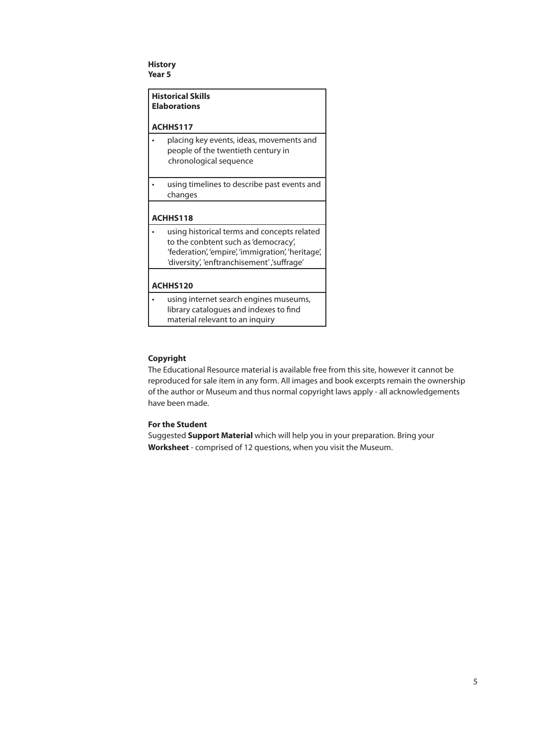**History**
**Year 5**

| **Historical Skills**<br>**Elaborations** |
|---|
| **ACHHS117** |
| • placing key events, ideas, movements and people of the twentieth century in chronological sequence |
| • using timelines to describe past events and changes |
| **ACHHS118** |
| • using historical terms and concepts related to the conbtent such as 'democracy', 'federation', 'empire', 'immigration', 'heritage', 'diversity', 'enftranchisement' ,'suffrage' |
| **ACHHS120** |
| • using internet search engines museums, library catalogues and indexes to find material relevant to an inquiry |

**Copyright**

The Educational Resource material is available free from this site, however it cannot be reproduced for sale item in any form. All images and book excerpts remain the ownership of the author or Museum and thus normal copyright laws apply - all acknowledgements have been made.

**For the Student**

Suggested **Support Material** which will help you in your preparation. Bring your **Worksheet** - comprised of 12 questions, when you visit the Museum.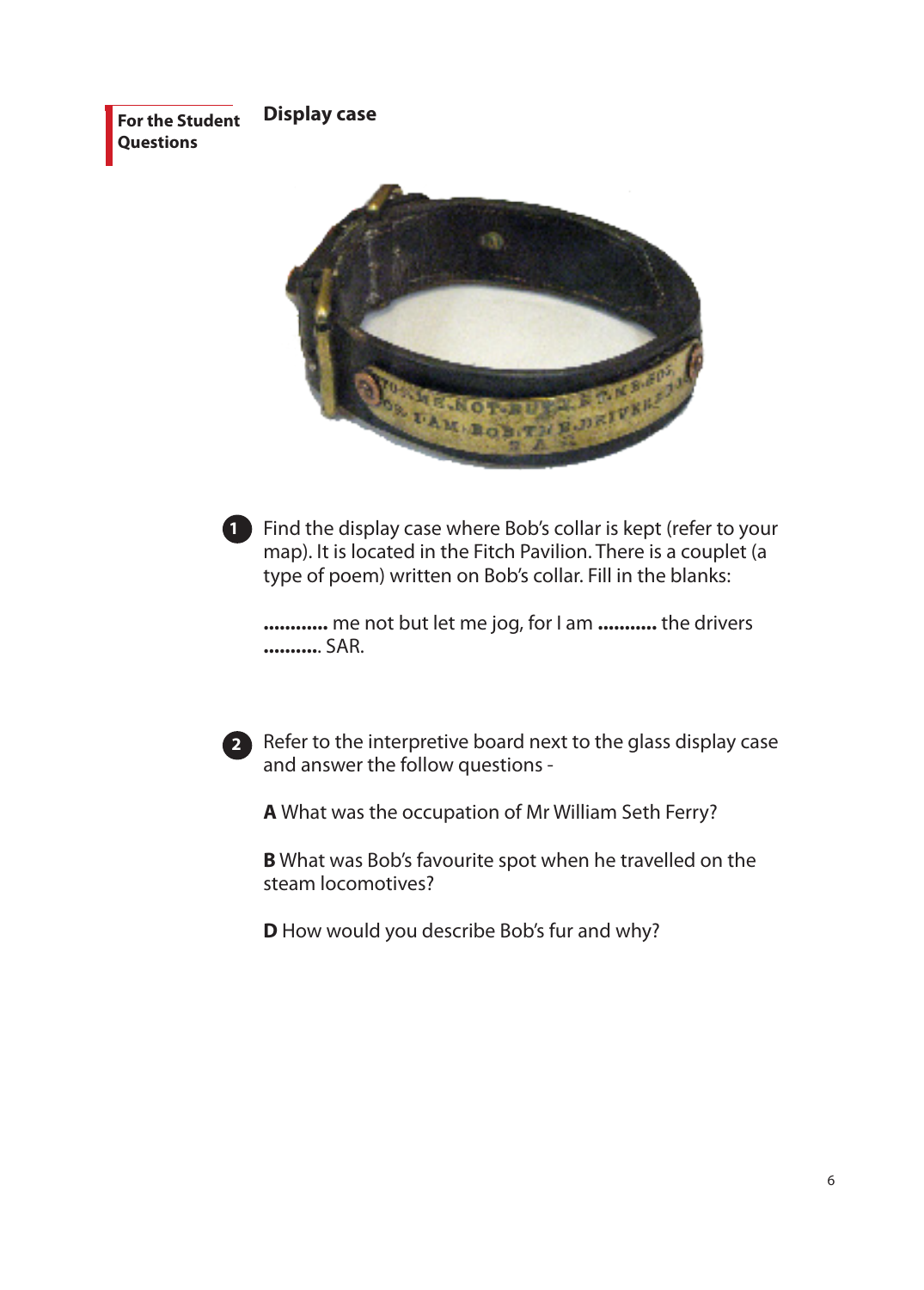**For the Student Questions**

## Display case

1. Find the display case where Bob's collar is kept (refer to your map). It is located in the Fitch Pavilion. There is a couplet (a type of poem) written on Bob's collar. Fill in the blanks:

   **............** me not but let me jog, for I am **...........** the drivers **...........**. SAR.

2. Refer to the interpretive board next to the glass display case and answer the follow questions -

   **A** What was the occupation of Mr William Seth Ferry?

   **B** What was Bob's favourite spot when he travelled on the steam locomotives?

   **D** How would you describe Bob's fur and why?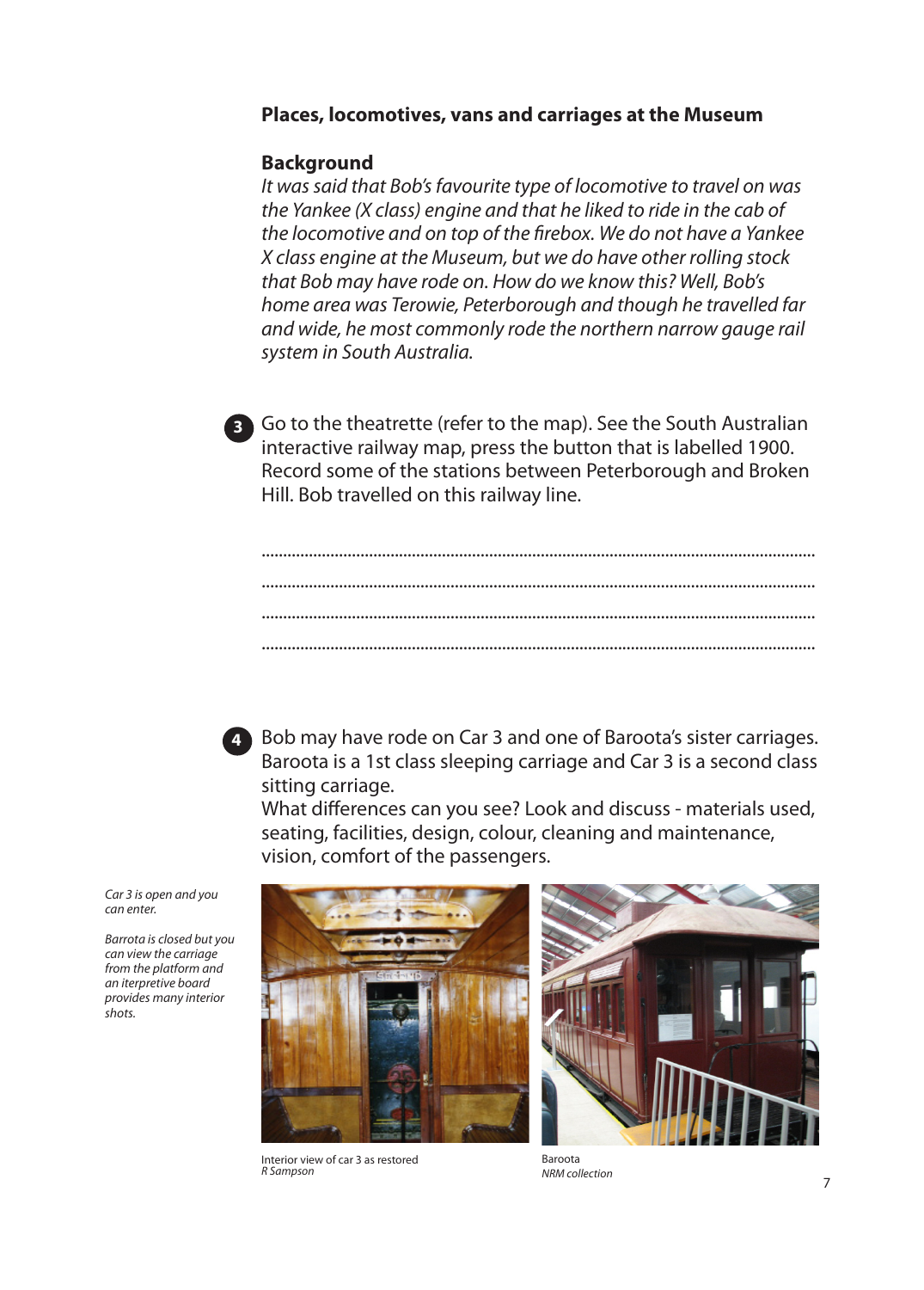## Places, locomotives, vans and carriages at the Museum

### Background

*It was said that Bob's favourite type of locomotive to travel on was the Yankee (X class) engine and that he liked to ride in the cab of the locomotive and on top of the firebox. We do not have a Yankee X class engine at the Museum, but we do have other rolling stock that Bob may have rode on. How do we know this? Well, Bob's home area was Terowie, Peterborough and though he travelled far and wide, he most commonly rode the northern narrow gauge rail system in South Australia.*

**3** Go to the theatrette (refer to the map). See the South Australian interactive railway map, press the button that is labelled 1900. Record some of the stations between Peterborough and Broken Hill. Bob travelled on this railway line.

..........................................................................................................................

..........................................................................................................................

..........................................................................................................................

..........................................................................................................................

**4** Bob may have rode on Car 3 and one of Baroota's sister carriages. Baroota is a 1st class sleeping carriage and Car 3 is a second class sitting carriage.
What differences can you see? Look and discuss - materials used, seating, facilities, design, colour, cleaning and maintenance, vision, comfort of the passengers.

*Car 3 is open and you can enter.*

*Barrota is closed but you can view the carriage from the platform and an interpretive board provides many interior shots.*

Interior view of car 3 as restored
*R Sampson*

Baroota
*NRM collection*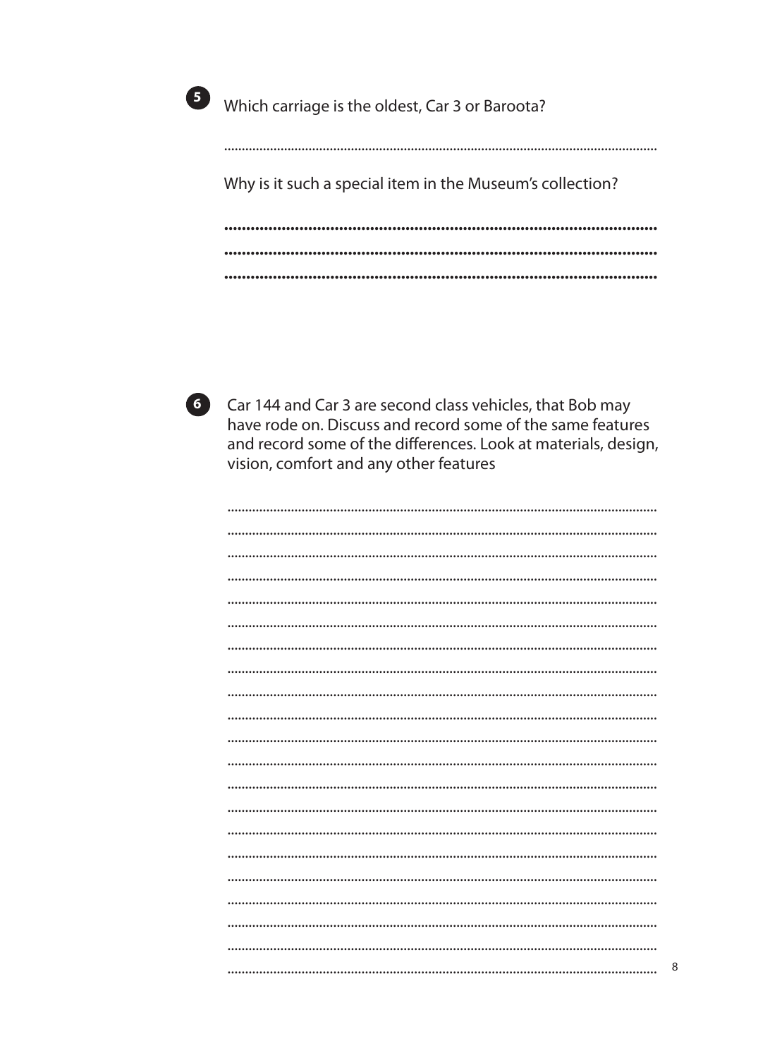**5** Which carriage is the oldest, Car 3 or Baroota?

.........................................................................................................................

Why is it such a special item in the Museum's collection?

.........................................................................................................................
.........................................................................................................................
.........................................................................................................................

**6** Car 144 and Car 3 are second class vehicles, that Bob may have rode on. Discuss and record some of the same features and record some of the differences. Look at materials, design, vision, comfort and any other features

.........................................................................................................................
.........................................................................................................................
.........................................................................................................................
.........................................................................................................................
.........................................................................................................................
.........................................................................................................................
.........................................................................................................................
.........................................................................................................................
.........................................................................................................................
.........................................................................................................................
.........................................................................................................................
.........................................................................................................................
.........................................................................................................................
.........................................................................................................................
.........................................................................................................................
.........................................................................................................................
.........................................................................................................................
.........................................................................................................................
.........................................................................................................................
.........................................................................................................................
.........................................................................................................................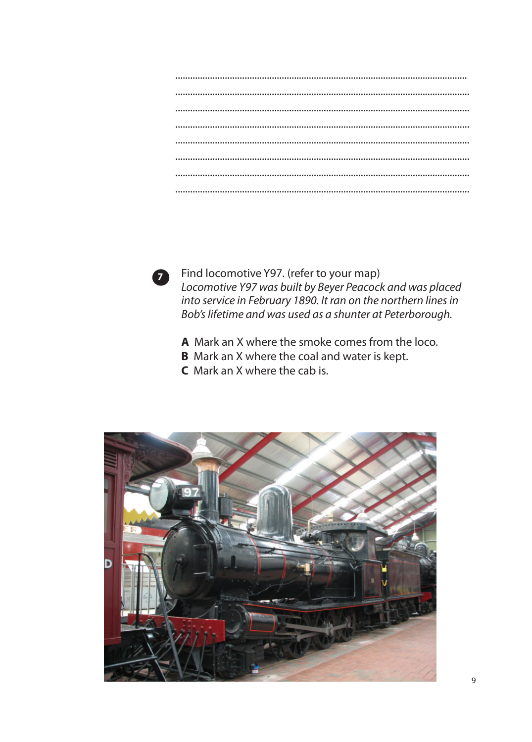........................................................................................................................

........................................................................................................................

........................................................................................................................

........................................................................................................................

........................................................................................................................

........................................................................................................................

........................................................................................................................

........................................................................................................................

**7** Find locomotive Y97. (refer to your map)

*Locomotive Y97 was built by Beyer Peacock and was placed into service in February 1890. It ran on the northern lines in Bob's lifetime and was used as a shunter at Peterborough.*

**A** Mark an X where the smoke comes from the loco.
**B** Mark an X where the coal and water is kept.
**C** Mark an X where the cab is.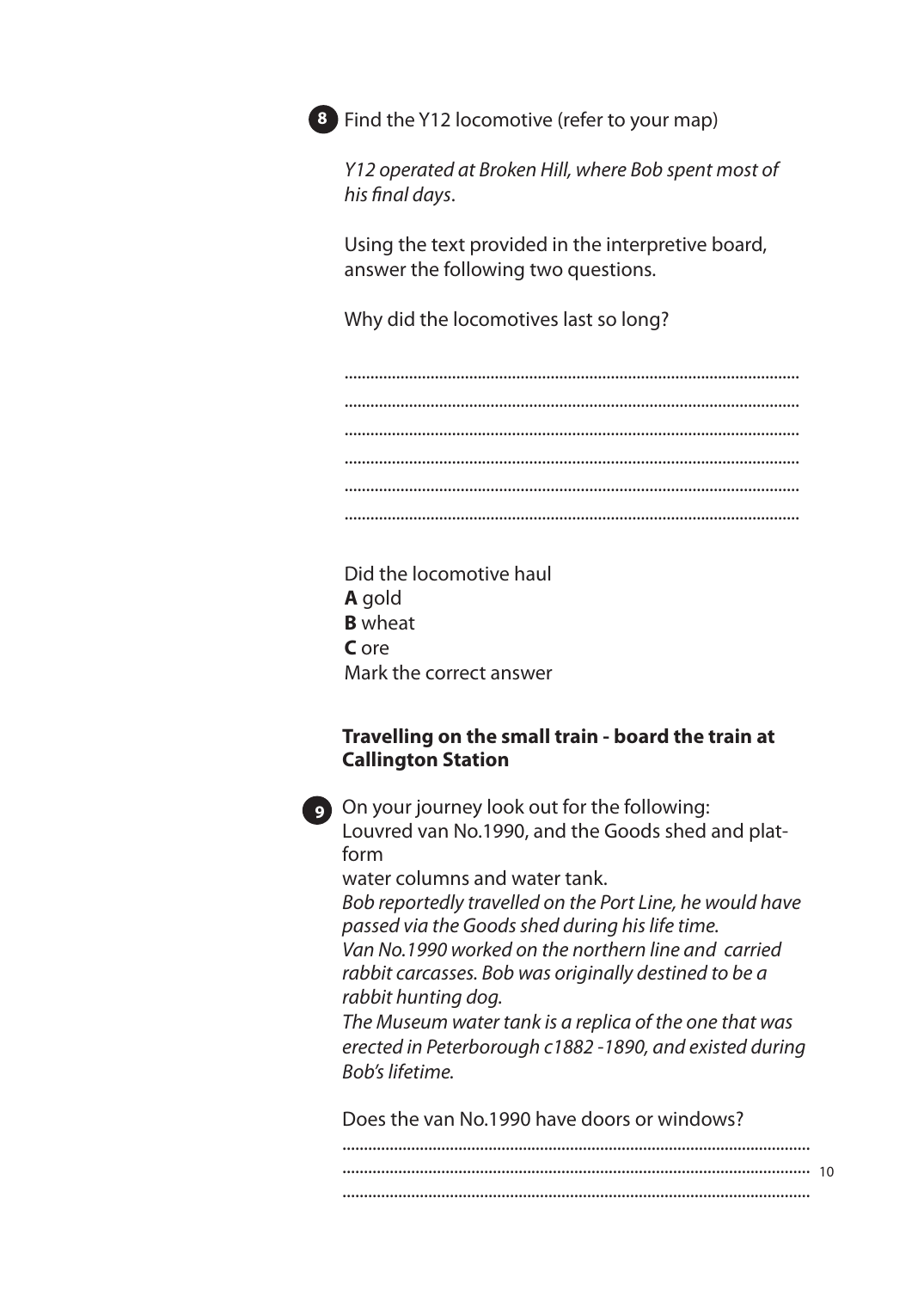**8** Find the Y12 locomotive (refer to your map)

*Y12 operated at Broken Hill, where Bob spent most of his final days*.

Using the text provided in the interpretive board, answer the following two questions.

Why did the locomotives last so long?

........................................................................................................
........................................................................................................
........................................................................................................
........................................................................................................
........................................................................................................
........................................................................................................

Did the locomotive haul
**A** gold
**B** wheat
**C** ore
Mark the correct answer

**Travelling on the small train - board the train at Callington Station**

**9** On your journey look out for the following:
Louvred van No.1990, and the Goods shed and platform
water columns and water tank.
*Bob reportedly travelled on the Port Line, he would have passed via the Goods shed during his life time.*
*Van No.1990 worked on the northern line and carried rabbit carcasses. Bob was originally destined to be a rabbit hunting dog.*
*The Museum water tank is a replica of the one that was erected in Peterborough c1882 -1890, and existed during Bob's lifetime.*

Does the van No.1990 have doors or windows?

........................................................................................................
........................................................................................................
........................................................................................................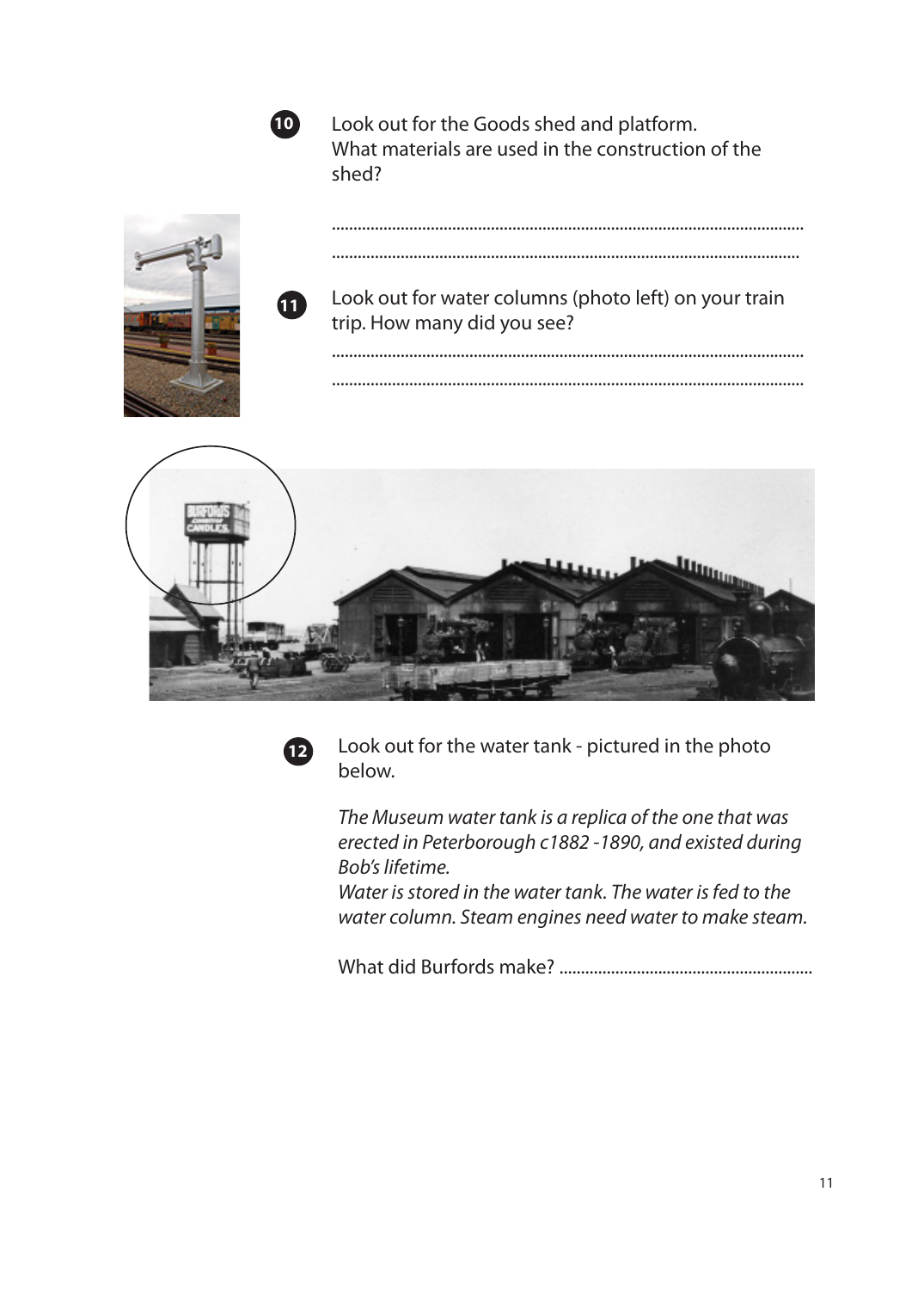**10** Look out for the Goods shed and platform. What materials are used in the construction of the shed?

..............................................................................................................

..............................................................................................................

**11** Look out for water columns (photo left) on your train trip. How many did you see?

..............................................................................................................

..............................................................................................................

**12** Look out for the water tank - pictured in the photo below.

*The Museum water tank is a replica of the one that was erected in Peterborough c1882 -1890, and existed during Bob's lifetime.*
*Water is stored in the water tank. The water is fed to the water column. Steam engines need water to make steam.*

What did Burfords make? ..........................................................